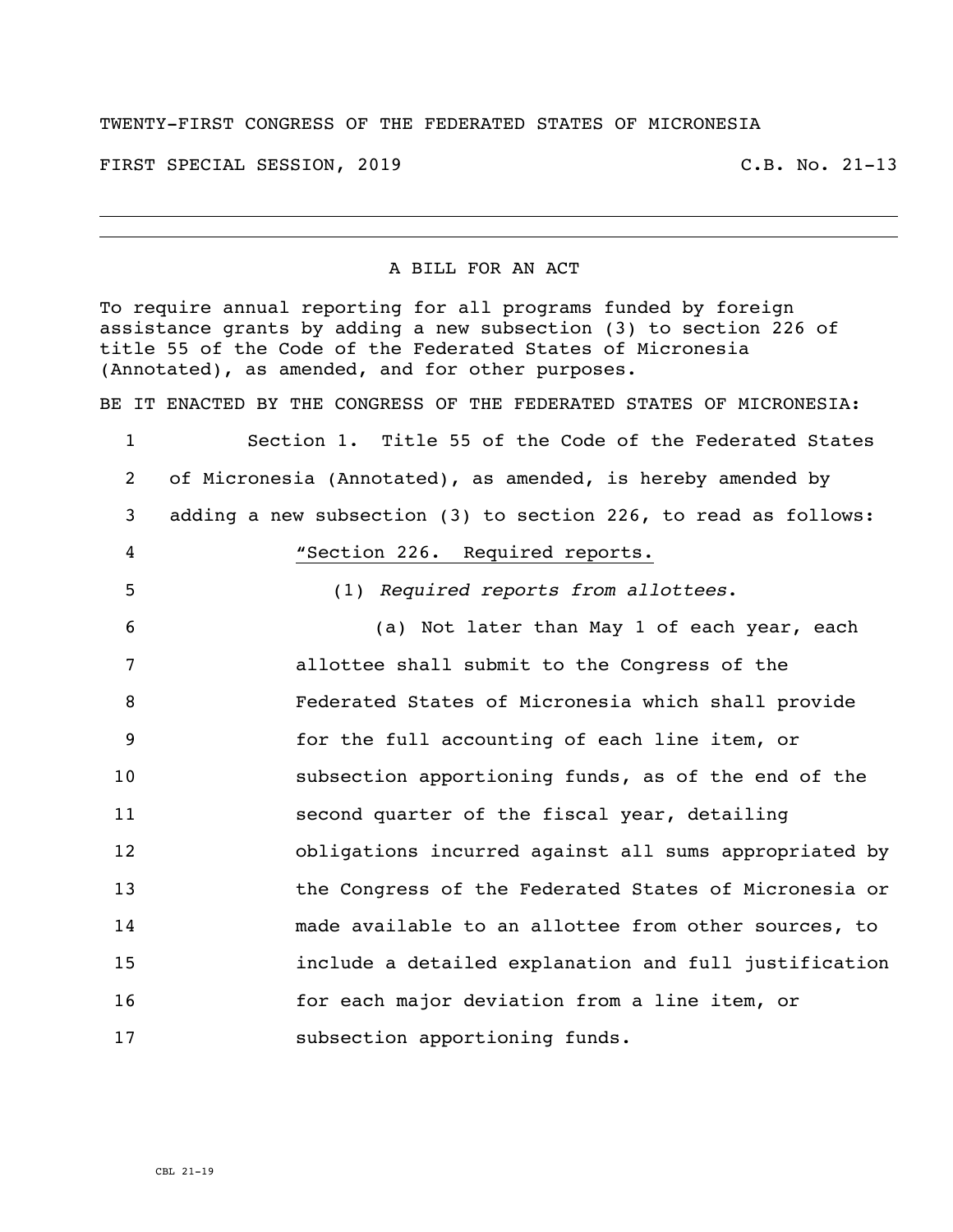TWENTY-FIRST CONGRESS OF THE FEDERATED STATES OF MICRONESIA

FIRST SPECIAL SESSION, 2019 C.B. No. 21-13

---

A BILL FOR AN ACT

To require annual reporting for all programs funded by foreign assistance grants by adding a new subsection (3) to section 226 of title 55 of the Code of the Federated States of Micronesia (Annotated), as amended, and for other purposes.

BE IT ENACTED BY THE CONGRESS OF THE FEDERATED STATES OF MICRONESIA:

1 Section 1. Title 55 of the Code of the Federated States
2 of Micronesia (Annotated), as amended, is hereby amended by
3 adding a new subsection (3) to section 226, to read as follows:
4 "Section 226. Required reports.
5 (1) *Required reports from allottees.*
6 (a) Not later than May 1 of each year, each
7 allottee shall submit to the Congress of the
8 Federated States of Micronesia which shall provide
9 for the full accounting of each line item, or
10 subsection apportioning funds, as of the end of the
11 second quarter of the fiscal year, detailing
12 obligations incurred against all sums appropriated by
13 the Congress of the Federated States of Micronesia or
14 made available to an allottee from other sources, to
15 include a detailed explanation and full justification
16 for each major deviation from a line item, or
17 subsection apportioning funds.

CBL 21-19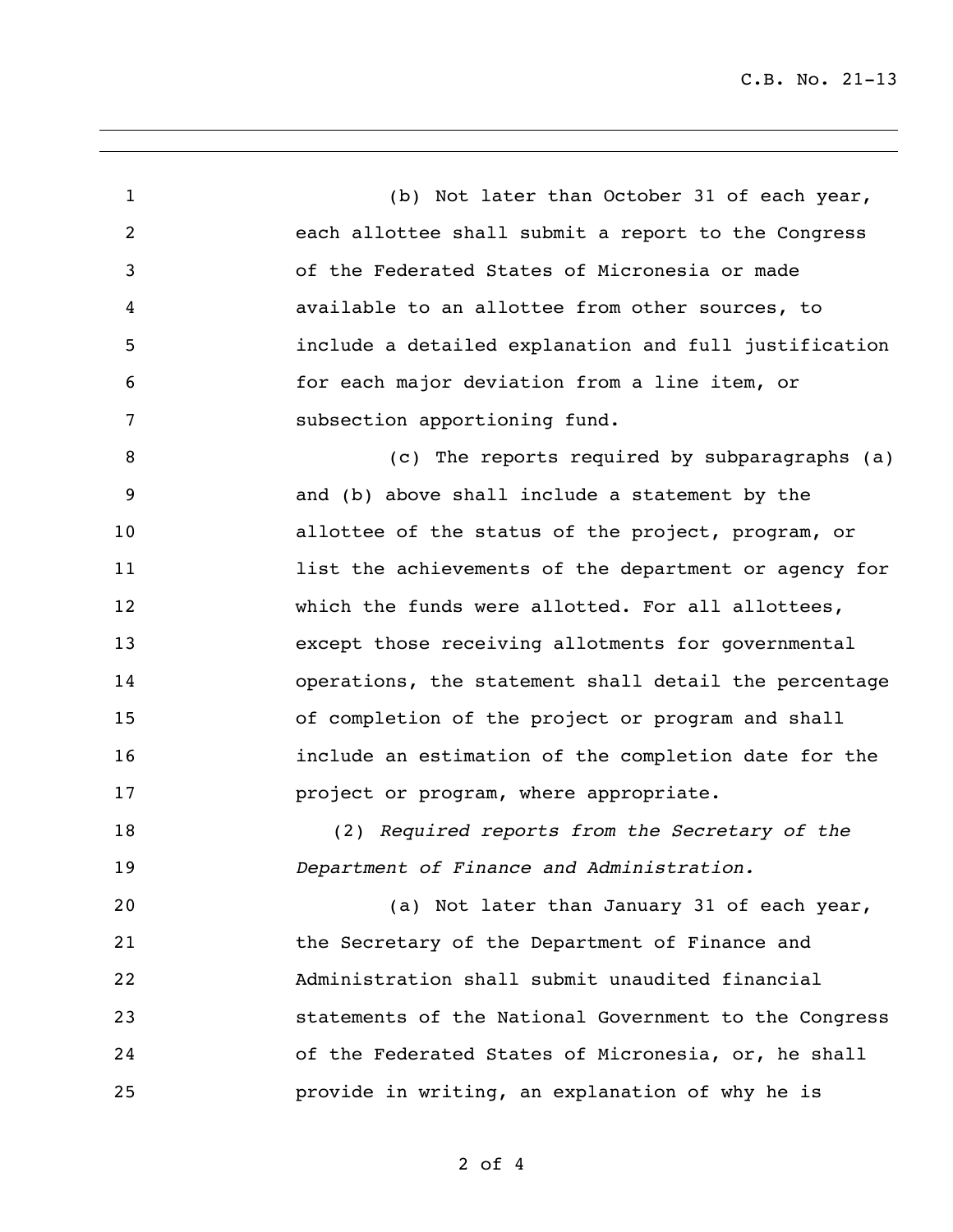(b) Not later than October 31 of each year, each allottee shall submit a report to the Congress of the Federated States of Micronesia or made available to an allottee from other sources, to include a detailed explanation and full justification for each major deviation from a line item, or subsection apportioning fund.

(c) The reports required by subparagraphs (a) and (b) above shall include a statement by the allottee of the status of the project, program, or list the achievements of the department or agency for which the funds were allotted. For all allottees, except those receiving allotments for governmental operations, the statement shall detail the percentage of completion of the project or program and shall include an estimation of the completion date for the project or program, where appropriate.

(2) *Required reports from the Secretary of the Department of Finance and Administration.*

(a) Not later than January 31 of each year, the Secretary of the Department of Finance and Administration shall submit unaudited financial statements of the National Government to the Congress of the Federated States of Micronesia, or, he shall provide in writing, an explanation of why he is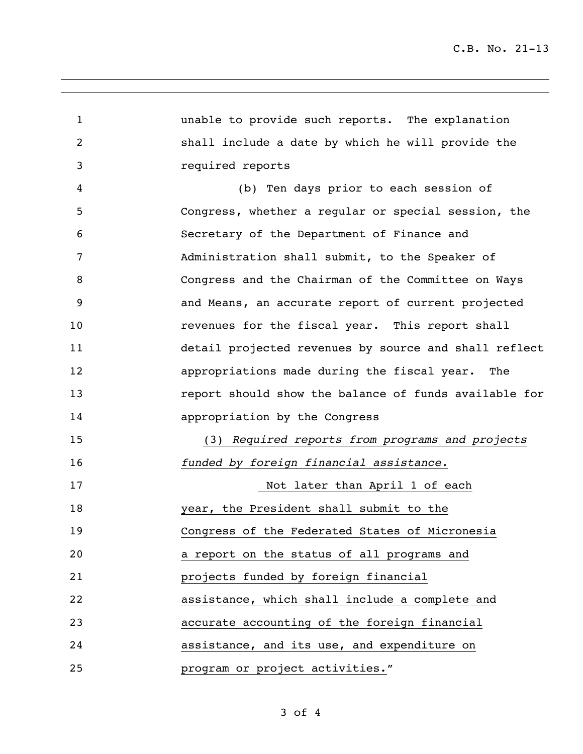unable to provide such reports. The explanation shall include a date by which he will provide the required reports

(b) Ten days prior to each session of Congress, whether a regular or special session, the Secretary of the Department of Finance and Administration shall submit, to the Speaker of Congress and the Chairman of the Committee on Ways and Means, an accurate report of current projected revenues for the fiscal year. This report shall detail projected revenues by source and shall reflect appropriations made during the fiscal year. The report should show the balance of funds available for appropriation by the Congress

<u>(3) *Required reports from programs and projects funded by foreign financial assistance.*</u>

<u>Not later than April 1 of each year, the President shall submit to the Congress of the Federated States of Micronesia a report on the status of all programs and projects funded by foreign financial assistance, which shall include a complete and accurate accounting of the foreign financial assistance, and its use, and expenditure on program or project activities.</u>"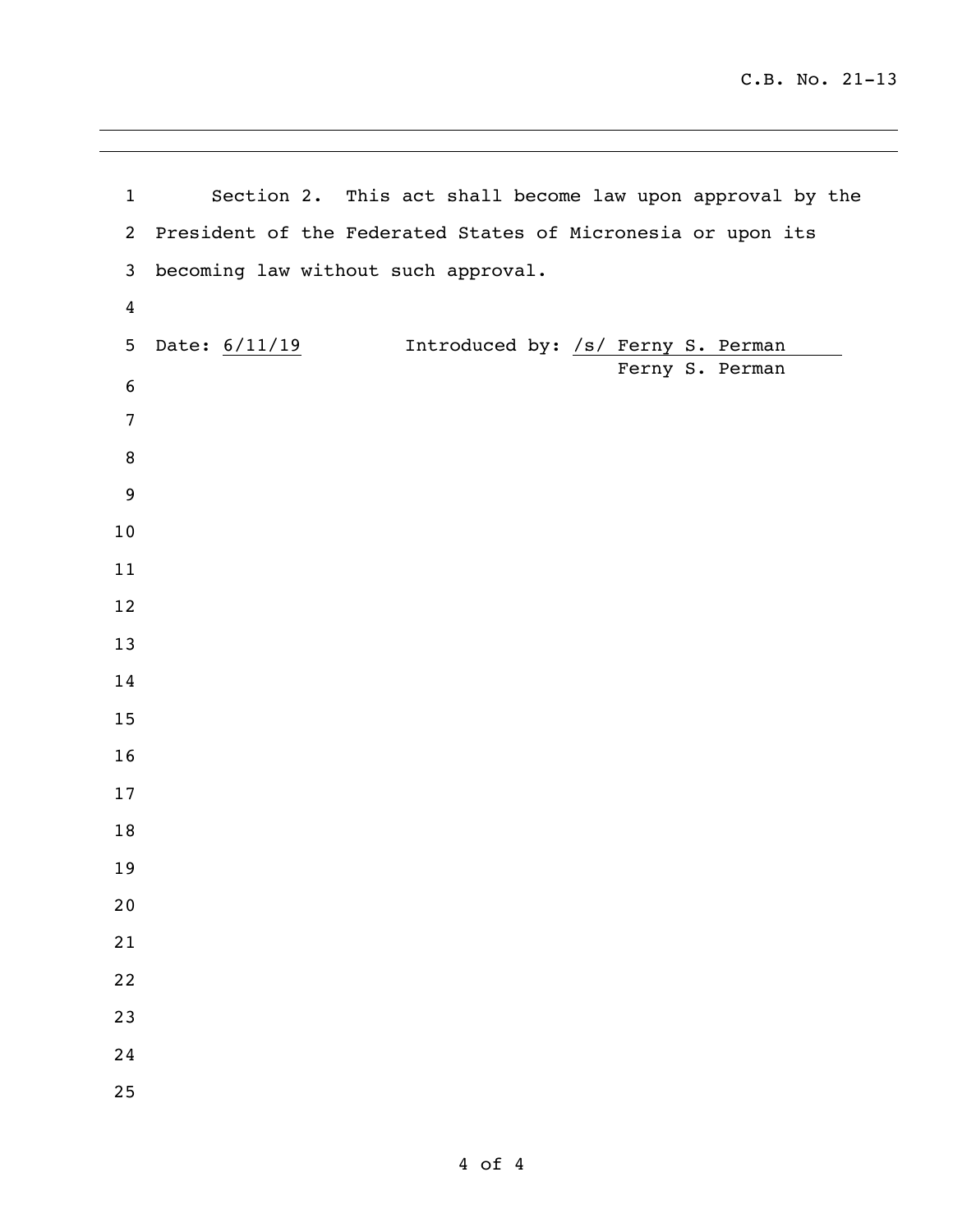Section 2. This act shall become law upon approval by the President of the Federated States of Micronesia or upon its becoming law without such approval.

Date: 6/11/19 Introduced by: /s/ Ferny S. Perman
Ferny S. Perman